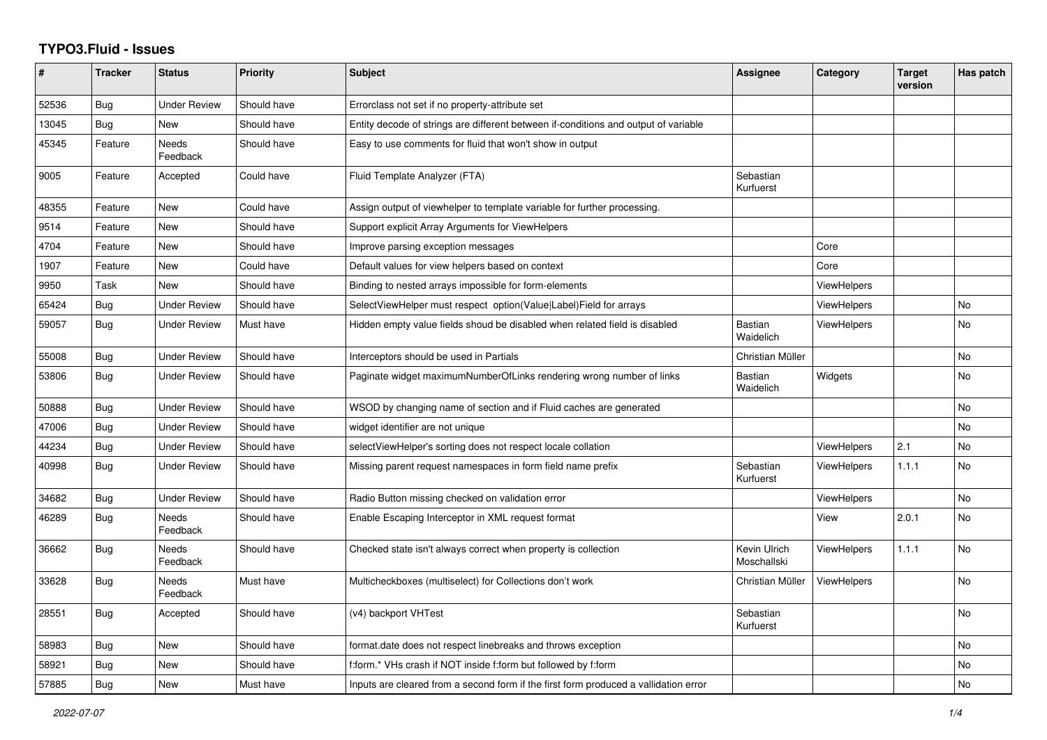# TYPO3.Fluid - Issues

| # | Tracker | Status | Priority | Subject | Assignee | Category | Target version | Has patch |
|---|---|---|---|---|---|---|---|---|
| 52536 | Bug | Under Review | Should have | Errorclass not set if no property-attribute set | | | | |
| 13045 | Bug | New | Should have | Entity decode of strings are different between if-conditions and output of variable | | | | |
| 45345 | Feature | Needs Feedback | Should have | Easy to use comments for fluid that won't show in output | | | | |
| 9005 | Feature | Accepted | Could have | Fluid Template Analyzer (FTA) | Sebastian Kurfuerst | | | |
| 48355 | Feature | New | Could have | Assign output of viewhelper to template variable for further processing. | | | | |
| 9514 | Feature | New | Should have | Support explicit Array Arguments for ViewHelpers | | | | |
| 4704 | Feature | New | Should have | Improve parsing exception messages | | Core | | |
| 1907 | Feature | New | Could have | Default values for view helpers based on context | | Core | | |
| 9950 | Task | New | Should have | Binding to nested arrays impossible for form-elements | | ViewHelpers | | |
| 65424 | Bug | Under Review | Should have | SelectViewHelper must respect option(Value\|Label)Field for arrays | | ViewHelpers | | No |
| 59057 | Bug | Under Review | Must have | Hidden empty value fields shoud be disabled when related field is disabled | Bastian Waidelich | ViewHelpers | | No |
| 55008 | Bug | Under Review | Should have | Interceptors should be used in Partials | Christian Müller | | | No |
| 53806 | Bug | Under Review | Should have | Paginate widget maximumNumberOfLinks rendering wrong number of links | Bastian Waidelich | Widgets | | No |
| 50888 | Bug | Under Review | Should have | WSOD by changing name of section and if Fluid caches are generated | | | | No |
| 47006 | Bug | Under Review | Should have | widget identifier are not unique | | | | No |
| 44234 | Bug | Under Review | Should have | selectViewHelper's sorting does not respect locale collation | | ViewHelpers | 2.1 | No |
| 40998 | Bug | Under Review | Should have | Missing parent request namespaces in form field name prefix | Sebastian Kurfuerst | ViewHelpers | 1.1.1 | No |
| 34682 | Bug | Under Review | Should have | Radio Button missing checked on validation error | | ViewHelpers | | No |
| 46289 | Bug | Needs Feedback | Should have | Enable Escaping Interceptor in XML request format | | View | 2.0.1 | No |
| 36662 | Bug | Needs Feedback | Should have | Checked state isn't always correct when property is collection | Kevin Ulrich Moschallski | ViewHelpers | 1.1.1 | No |
| 33628 | Bug | Needs Feedback | Must have | Multicheckboxes (multiselect) for Collections don't work | Christian Müller | ViewHelpers | | No |
| 28551 | Bug | Accepted | Should have | (v4) backport VHTest | Sebastian Kurfuerst | | | No |
| 58983 | Bug | New | Should have | format.date does not respect linebreaks and throws exception | | | | No |
| 58921 | Bug | New | Should have | f:form.* VHs crash if NOT inside f:form but followed by f:form | | | | No |
| 57885 | Bug | New | Must have | Inputs are cleared from a second form if the first form produced a vallidation error | | | | No |

*2022-07-07*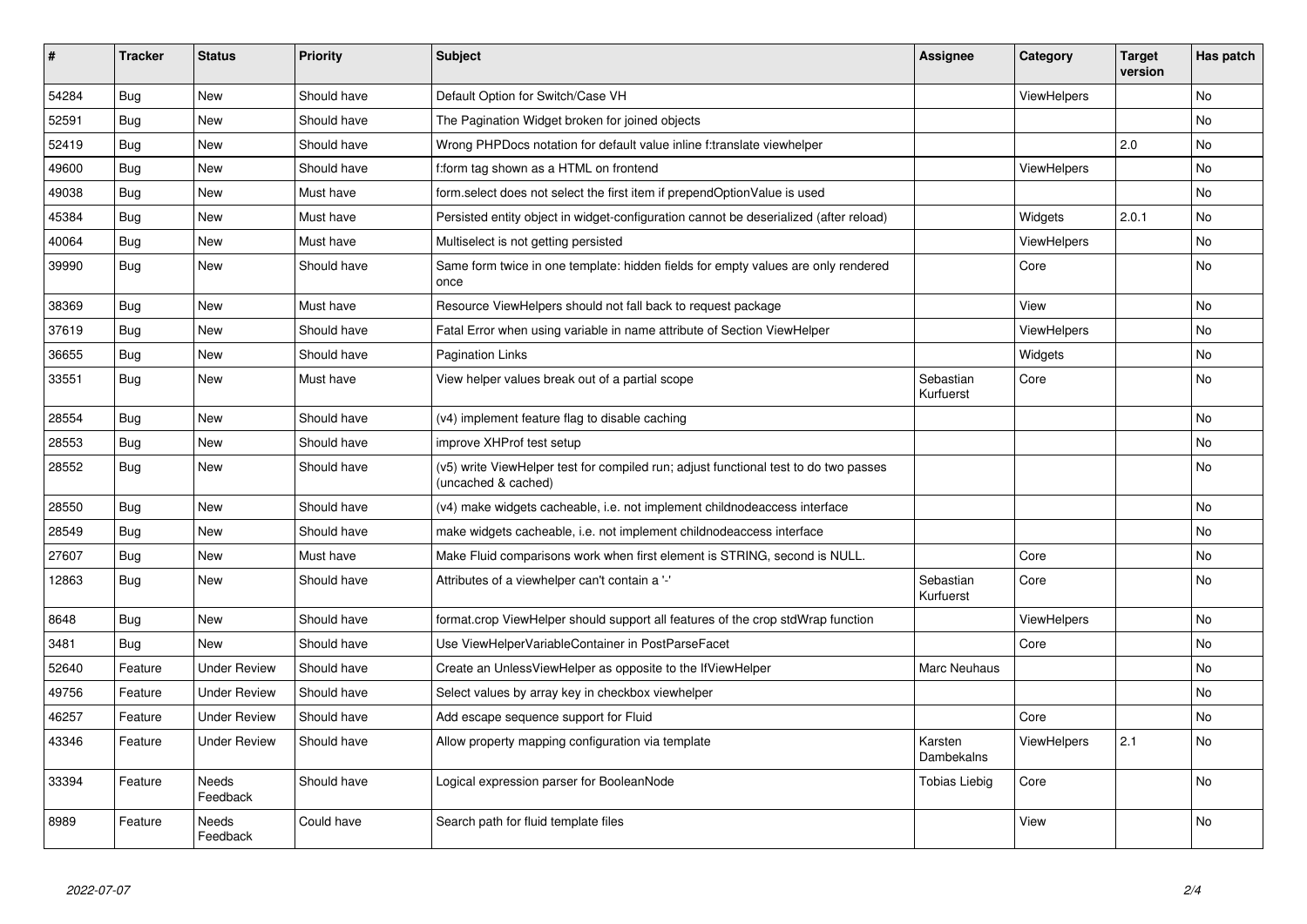| # | Tracker | Status | Priority | Subject | Assignee | Category | Target version | Has patch |
|---|---|---|---|---|---|---|---|---|
| 54284 | Bug | New | Should have | Default Option for Switch/Case VH | | ViewHelpers | | No |
| 52591 | Bug | New | Should have | The Pagination Widget broken for joined objects | | | | No |
| 52419 | Bug | New | Should have | Wrong PHPDocs notation for default value inline f:translate viewhelper | | | 2.0 | No |
| 49600 | Bug | New | Should have | f:form tag shown as a HTML on frontend | | ViewHelpers | | No |
| 49038 | Bug | New | Must have | form.select does not select the first item if prependOptionValue is used | | | | No |
| 45384 | Bug | New | Must have | Persisted entity object in widget-configuration cannot be deserialized (after reload) | | Widgets | 2.0.1 | No |
| 40064 | Bug | New | Must have | Multiselect is not getting persisted | | ViewHelpers | | No |
| 39990 | Bug | New | Should have | Same form twice in one template: hidden fields for empty values are only rendered once | | Core | | No |
| 38369 | Bug | New | Must have | Resource ViewHelpers should not fall back to request package | | View | | No |
| 37619 | Bug | New | Should have | Fatal Error when using variable in name attribute of Section ViewHelper | | ViewHelpers | | No |
| 36655 | Bug | New | Should have | Pagination Links | | Widgets | | No |
| 33551 | Bug | New | Must have | View helper values break out of a partial scope | Sebastian Kurfuerst | Core | | No |
| 28554 | Bug | New | Should have | (v4) implement feature flag to disable caching | | | | No |
| 28553 | Bug | New | Should have | improve XHProf test setup | | | | No |
| 28552 | Bug | New | Should have | (v5) write ViewHelper test for compiled run; adjust functional test to do two passes (uncached & cached) | | | | No |
| 28550 | Bug | New | Should have | (v4) make widgets cacheable, i.e. not implement childnodeaccess interface | | | | No |
| 28549 | Bug | New | Should have | make widgets cacheable, i.e. not implement childnodeaccess interface | | | | No |
| 27607 | Bug | New | Must have | Make Fluid comparisons work when first element is STRING, second is NULL. | | Core | | No |
| 12863 | Bug | New | Should have | Attributes of a viewhelper can't contain a '-' | Sebastian Kurfuerst | Core | | No |
| 8648 | Bug | New | Should have | format.crop ViewHelper should support all features of the crop stdWrap function | | ViewHelpers | | No |
| 3481 | Bug | New | Should have | Use ViewHelperVariableContainer in PostParseFacet | | Core | | No |
| 52640 | Feature | Under Review | Should have | Create an UnlessViewHelper as opposite to the IfViewHelper | Marc Neuhaus | | | No |
| 49756 | Feature | Under Review | Should have | Select values by array key in checkbox viewhelper | | | | No |
| 46257 | Feature | Under Review | Should have | Add escape sequence support for Fluid | | Core | | No |
| 43346 | Feature | Under Review | Should have | Allow property mapping configuration via template | Karsten Dambekalns | ViewHelpers | 2.1 | No |
| 33394 | Feature | Needs Feedback | Should have | Logical expression parser for BooleanNode | Tobias Liebig | Core | | No |
| 8989 | Feature | Needs Feedback | Could have | Search path for fluid template files | | View | | No |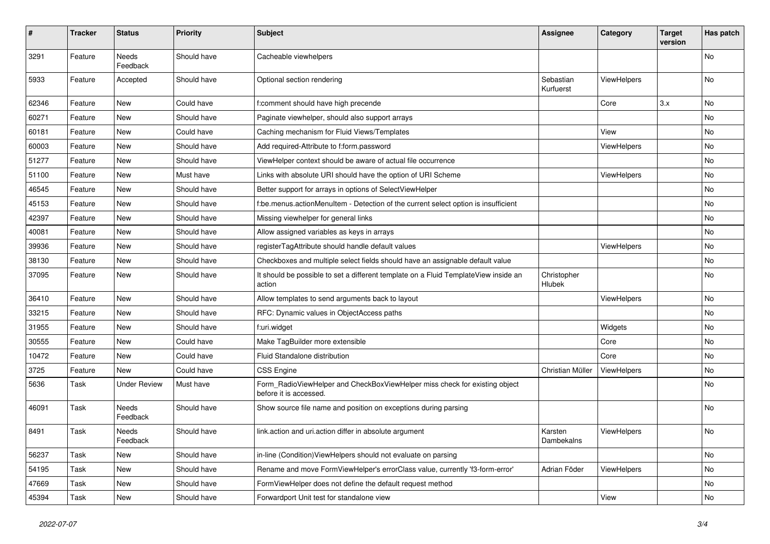| # | Tracker | Status | Priority | Subject | Assignee | Category | Target version | Has patch |
|---|---|---|---|---|---|---|---|---|
| 3291 | Feature | Needs Feedback | Should have | Cacheable viewhelpers | | | | No |
| 5933 | Feature | Accepted | Should have | Optional section rendering | Sebastian Kurfuerst | ViewHelpers | | No |
| 62346 | Feature | New | Could have | f:comment should have high precende | | Core | 3.x | No |
| 60271 | Feature | New | Should have | Paginate viewhelper, should also support arrays | | | | No |
| 60181 | Feature | New | Could have | Caching mechanism for Fluid Views/Templates | | View | | No |
| 60003 | Feature | New | Should have | Add required-Attribute to f:form.password | | ViewHelpers | | No |
| 51277 | Feature | New | Should have | ViewHelper context should be aware of actual file occurrence | | | | No |
| 51100 | Feature | New | Must have | Links with absolute URI should have the option of URI Scheme | | ViewHelpers | | No |
| 46545 | Feature | New | Should have | Better support for arrays in options of SelectViewHelper | | | | No |
| 45153 | Feature | New | Should have | f:be.menus.actionMenuItem - Detection of the current select option is insufficient | | | | No |
| 42397 | Feature | New | Should have | Missing viewhelper for general links | | | | No |
| 40081 | Feature | New | Should have | Allow assigned variables as keys in arrays | | | | No |
| 39936 | Feature | New | Should have | registerTagAttribute should handle default values | | ViewHelpers | | No |
| 38130 | Feature | New | Should have | Checkboxes and multiple select fields should have an assignable default value | | | | No |
| 37095 | Feature | New | Should have | It should be possible to set a different template on a Fluid TemplateView inside an action | Christopher Hlubek | | | No |
| 36410 | Feature | New | Should have | Allow templates to send arguments back to layout | | ViewHelpers | | No |
| 33215 | Feature | New | Should have | RFC: Dynamic values in ObjectAccess paths | | | | No |
| 31955 | Feature | New | Should have | f:uri.widget | | Widgets | | No |
| 30555 | Feature | New | Could have | Make TagBuilder more extensible | | Core | | No |
| 10472 | Feature | New | Could have | Fluid Standalone distribution | | Core | | No |
| 3725 | Feature | New | Could have | CSS Engine | Christian Müller | ViewHelpers | | No |
| 5636 | Task | Under Review | Must have | Form_RadioViewHelper and CheckBoxViewHelper miss check for existing object before it is accessed. | | | | No |
| 46091 | Task | Needs Feedback | Should have | Show source file name and position on exceptions during parsing | | | | No |
| 8491 | Task | Needs Feedback | Should have | link.action and uri.action differ in absolute argument | Karsten Dambekalns | ViewHelpers | | No |
| 56237 | Task | New | Should have | in-line (Condition)ViewHelpers should not evaluate on parsing | | | | No |
| 54195 | Task | New | Should have | Rename and move FormViewHelper's errorClass value, currently 'f3-form-error' | Adrian Föder | ViewHelpers | | No |
| 47669 | Task | New | Should have | FormViewHelper does not define the default request method | | | | No |
| 45394 | Task | New | Should have | Forwardport Unit test for standalone view | | View | | No |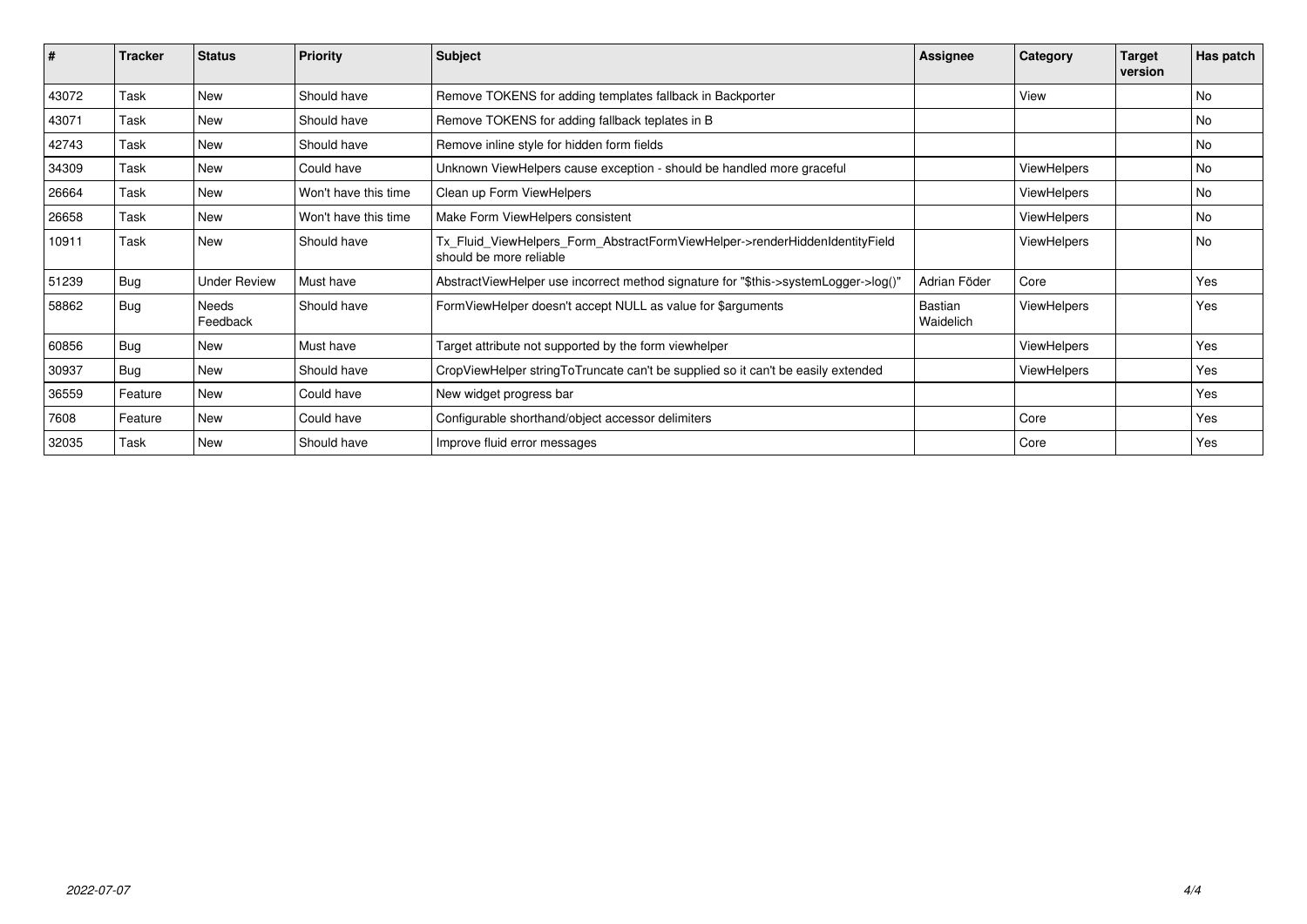| # | Tracker | Status | Priority | Subject | Assignee | Category | Target version | Has patch |
|---|---|---|---|---|---|---|---|---|
| 43072 | Task | New | Should have | Remove TOKENS for adding templates fallback in Backporter | | View | | No |
| 43071 | Task | New | Should have | Remove TOKENS for adding fallback teplates in B | | | | No |
| 42743 | Task | New | Should have | Remove inline style for hidden form fields | | | | No |
| 34309 | Task | New | Could have | Unknown ViewHelpers cause exception - should be handled more graceful | | ViewHelpers | | No |
| 26664 | Task | New | Won't have this time | Clean up Form ViewHelpers | | ViewHelpers | | No |
| 26658 | Task | New | Won't have this time | Make Form ViewHelpers consistent | | ViewHelpers | | No |
| 10911 | Task | New | Should have | Tx_Fluid_ViewHelpers_Form_AbstractFormViewHelper->renderHiddenIdentityField should be more reliable | | ViewHelpers | | No |
| 51239 | Bug | Under Review | Must have | AbstractViewHelper use incorrect method signature for "$this->systemLogger->log()" | Adrian Föder | Core | | Yes |
| 58862 | Bug | Needs Feedback | Should have | FormViewHelper doesn't accept NULL as value for $arguments | Bastian Waidelich | ViewHelpers | | Yes |
| 60856 | Bug | New | Must have | Target attribute not supported by the form viewhelper | | ViewHelpers | | Yes |
| 30937 | Bug | New | Should have | CropViewHelper stringToTruncate can't be supplied so it can't be easily extended | | ViewHelpers | | Yes |
| 36559 | Feature | New | Could have | New widget progress bar | | | | Yes |
| 7608 | Feature | New | Could have | Configurable shorthand/object accessor delimiters | | Core | | Yes |
| 32035 | Task | New | Should have | Improve fluid error messages | | Core | | Yes |